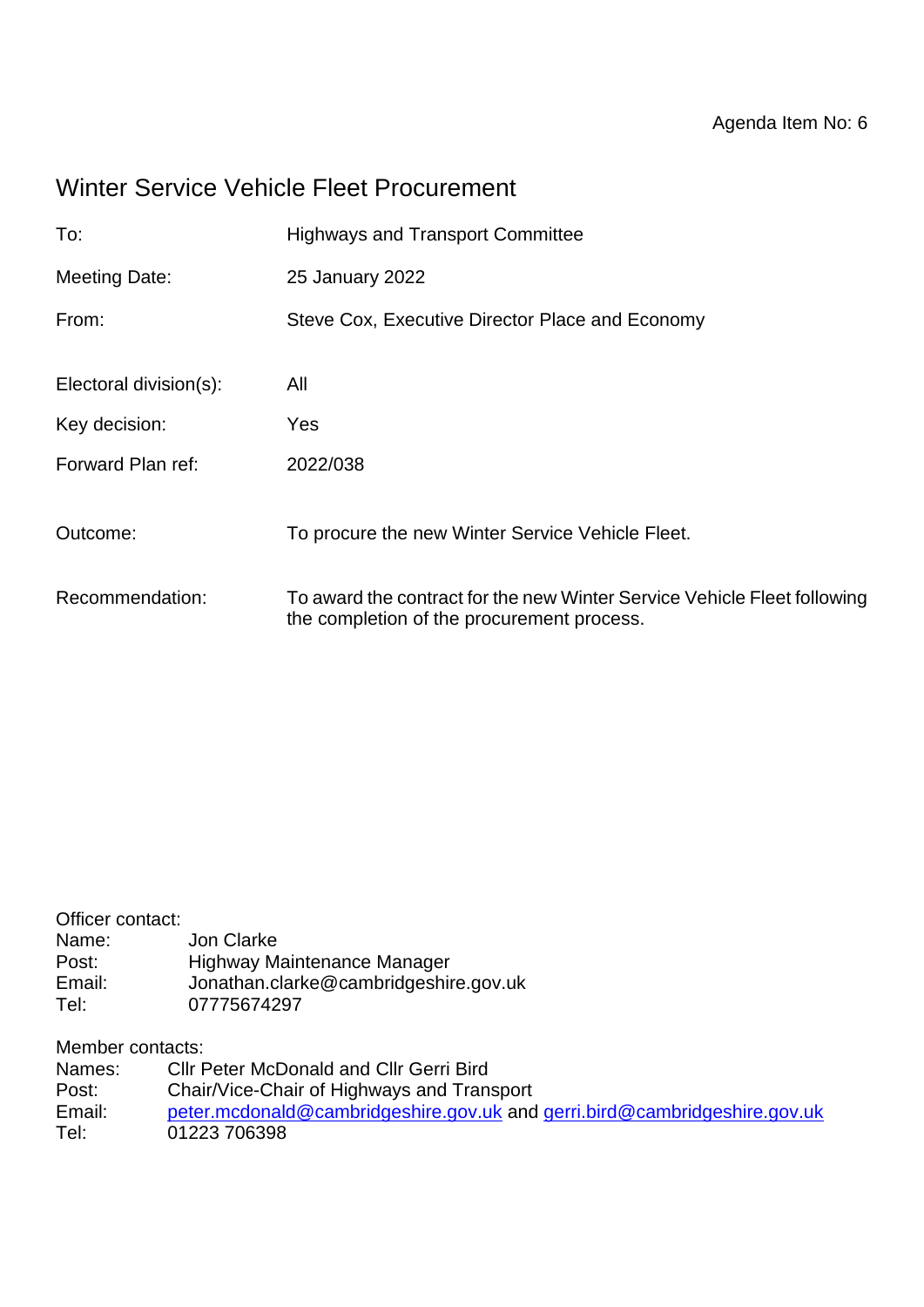Agenda Item No: 6

# Winter Service Vehicle Fleet Procurement

To: Highways and Transport Committee

Meeting Date: 25 January 2022

From: Steve Cox, Executive Director Place and Economy

Electoral division(s): All

Key decision: Yes

Forward Plan ref: 2022/038

Outcome: To procure the new Winter Service Vehicle Fleet.

Recommendation: To award the contract for the new Winter Service Vehicle Fleet following the completion of the procurement process.

Officer contact:
Name: Jon Clarke
Post: Highway Maintenance Manager
Email: Jonathan.clarke@cambridgeshire.gov.uk
Tel: 07775674297

Member contacts:
Names: Cllr Peter McDonald and Cllr Gerri Bird
Post: Chair/Vice-Chair of Highways and Transport
Email: peter.mcdonald@cambridgeshire.gov.uk and gerri.bird@cambridgeshire.gov.uk
Tel: 01223 706398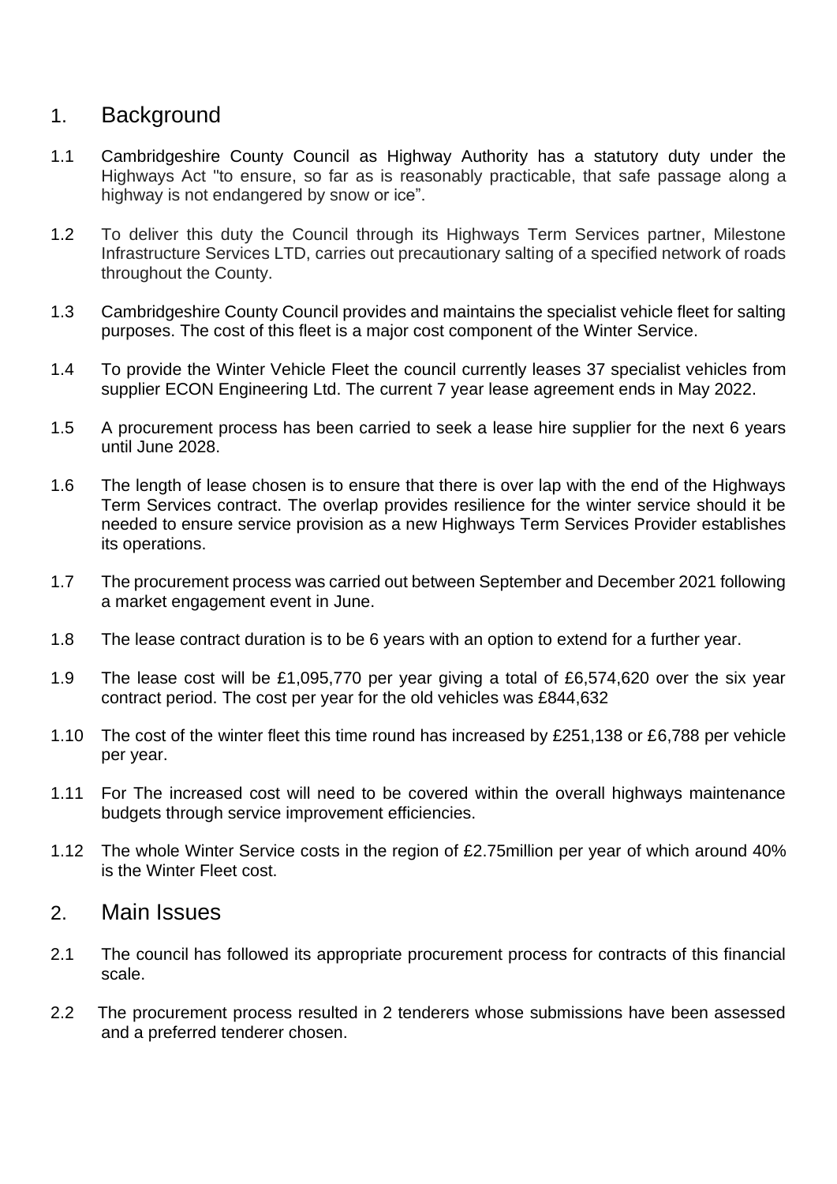## 1. Background

1.1 Cambridgeshire County Council as Highway Authority has a statutory duty under the Highways Act "to ensure, so far as is reasonably practicable, that safe passage along a highway is not endangered by snow or ice".

1.2 To deliver this duty the Council through its Highways Term Services partner, Milestone Infrastructure Services LTD, carries out precautionary salting of a specified network of roads throughout the County.

1.3 Cambridgeshire County Council provides and maintains the specialist vehicle fleet for salting purposes. The cost of this fleet is a major cost component of the Winter Service.

1.4 To provide the Winter Vehicle Fleet the council currently leases 37 specialist vehicles from supplier ECON Engineering Ltd. The current 7 year lease agreement ends in May 2022.

1.5 A procurement process has been carried to seek a lease hire supplier for the next 6 years until June 2028.

1.6 The length of lease chosen is to ensure that there is over lap with the end of the Highways Term Services contract. The overlap provides resilience for the winter service should it be needed to ensure service provision as a new Highways Term Services Provider establishes its operations.

1.7 The procurement process was carried out between September and December 2021 following a market engagement event in June.

1.8 The lease contract duration is to be 6 years with an option to extend for a further year.

1.9 The lease cost will be £1,095,770 per year giving a total of £6,574,620 over the six year contract period. The cost per year for the old vehicles was £844,632

1.10 The cost of the winter fleet this time round has increased by £251,138 or £6,788 per vehicle per year.

1.11 For The increased cost will need to be covered within the overall highways maintenance budgets through service improvement efficiencies.

1.12 The whole Winter Service costs in the region of £2.75million per year of which around 40% is the Winter Fleet cost.

## 2. Main Issues

2.1 The council has followed its appropriate procurement process for contracts of this financial scale.

2.2 The procurement process resulted in 2 tenderers whose submissions have been assessed and a preferred tenderer chosen.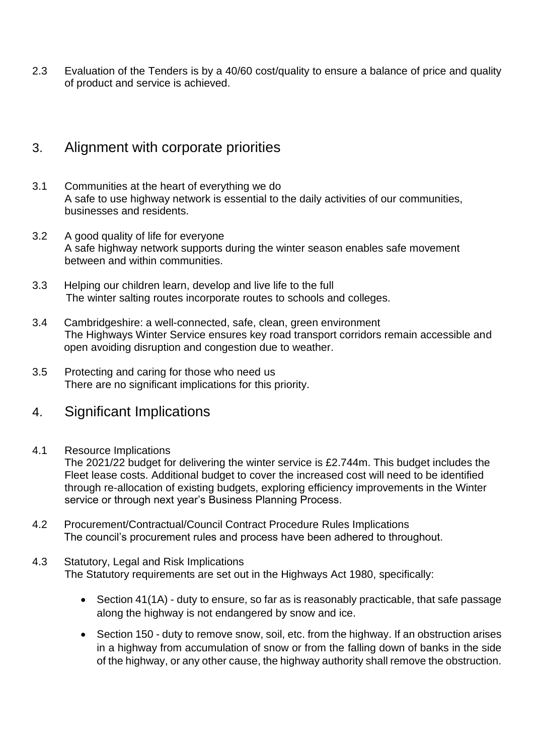2.3 Evaluation of the Tenders is by a 40/60 cost/quality to ensure a balance of price and quality of product and service is achieved.

## 3. Alignment with corporate priorities

3.1 Communities at the heart of everything we do
A safe to use highway network is essential to the daily activities of our communities, businesses and residents.

3.2 A good quality of life for everyone
A safe highway network supports during the winter season enables safe movement between and within communities.

3.3 Helping our children learn, develop and live life to the full
The winter salting routes incorporate routes to schools and colleges.

3.4 Cambridgeshire: a well-connected, safe, clean, green environment
The Highways Winter Service ensures key road transport corridors remain accessible and open avoiding disruption and congestion due to weather.

3.5 Protecting and caring for those who need us
There are no significant implications for this priority.

## 4. Significant Implications

4.1 Resource Implications
The 2021/22 budget for delivering the winter service is £2.744m. This budget includes the Fleet lease costs. Additional budget to cover the increased cost will need to be identified through re-allocation of existing budgets, exploring efficiency improvements in the Winter service or through next year's Business Planning Process.

4.2 Procurement/Contractual/Council Contract Procedure Rules Implications
The council's procurement rules and process have been adhered to throughout.

4.3 Statutory, Legal and Risk Implications
The Statutory requirements are set out in the Highways Act 1980, specifically:

- Section 41(1A) - duty to ensure, so far as is reasonably practicable, that safe passage along the highway is not endangered by snow and ice.
- Section 150 - duty to remove snow, soil, etc. from the highway. If an obstruction arises in a highway from accumulation of snow or from the falling down of banks in the side of the highway, or any other cause, the highway authority shall remove the obstruction.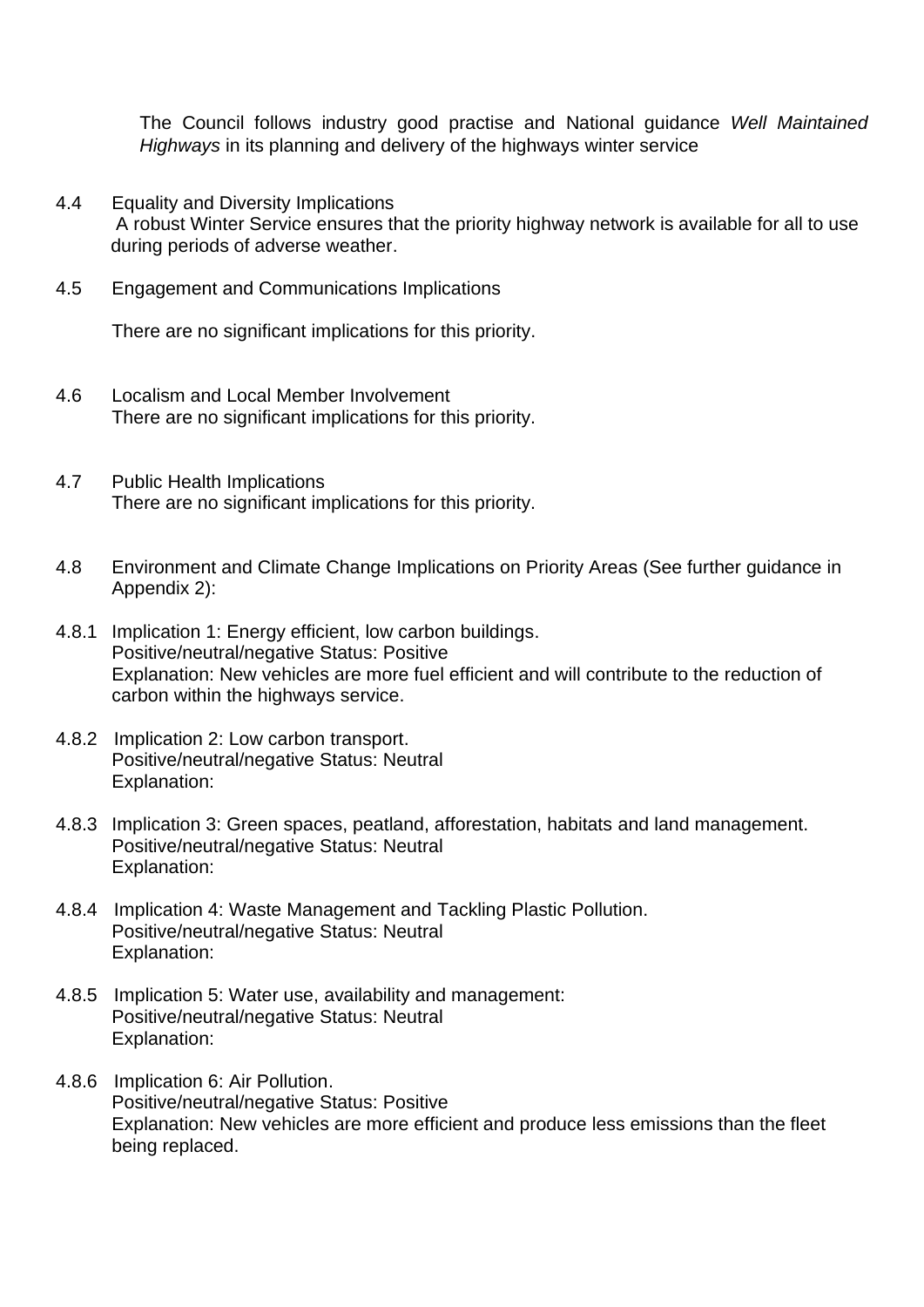The Council follows industry good practise and National guidance *Well Maintained Highways* in its planning and delivery of the highways winter service

4.4 Equality and Diversity Implications
A robust Winter Service ensures that the priority highway network is available for all to use during periods of adverse weather.

4.5 Engagement and Communications Implications

There are no significant implications for this priority.

4.6 Localism and Local Member Involvement
There are no significant implications for this priority.

4.7 Public Health Implications
There are no significant implications for this priority.

4.8 Environment and Climate Change Implications on Priority Areas (See further guidance in Appendix 2):

4.8.1 Implication 1: Energy efficient, low carbon buildings.
Positive/neutral/negative Status: Positive
Explanation: New vehicles are more fuel efficient and will contribute to the reduction of carbon within the highways service.

4.8.2 Implication 2: Low carbon transport.
Positive/neutral/negative Status: Neutral
Explanation:

4.8.3 Implication 3: Green spaces, peatland, afforestation, habitats and land management.
Positive/neutral/negative Status: Neutral
Explanation:

4.8.4 Implication 4: Waste Management and Tackling Plastic Pollution.
Positive/neutral/negative Status: Neutral
Explanation:

4.8.5 Implication 5: Water use, availability and management:
Positive/neutral/negative Status: Neutral
Explanation:

4.8.6 Implication 6: Air Pollution.
Positive/neutral/negative Status: Positive
Explanation: New vehicles are more efficient and produce less emissions than the fleet being replaced.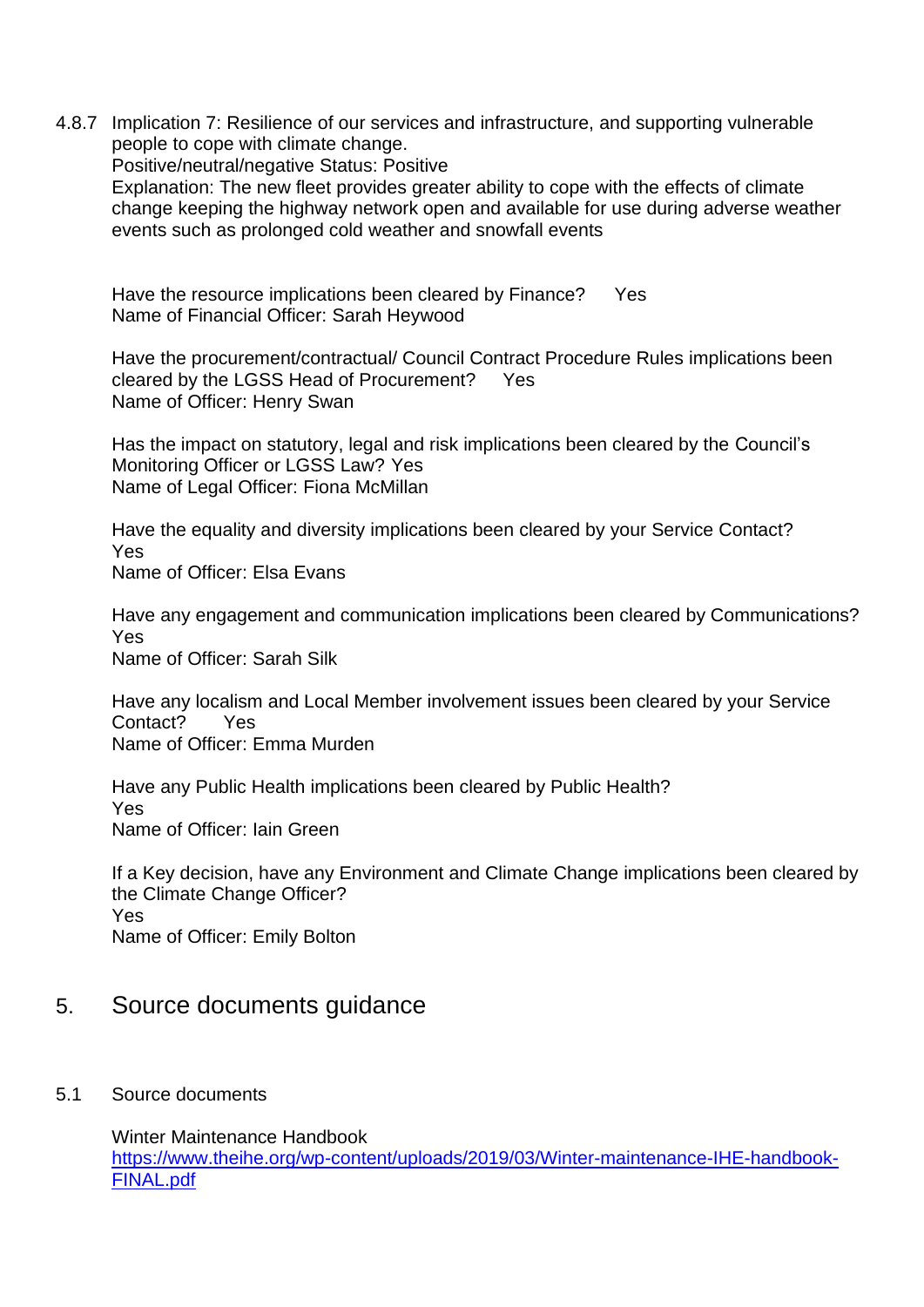4.8.7 Implication 7: Resilience of our services and infrastructure, and supporting vulnerable people to cope with climate change.
Positive/neutral/negative Status: Positive
Explanation: The new fleet provides greater ability to cope with the effects of climate change keeping the highway network open and available for use during adverse weather events such as prolonged cold weather and snowfall events

Have the resource implications been cleared by Finance? Yes
Name of Financial Officer: Sarah Heywood

Have the procurement/contractual/ Council Contract Procedure Rules implications been cleared by the LGSS Head of Procurement? Yes
Name of Officer: Henry Swan

Has the impact on statutory, legal and risk implications been cleared by the Council's Monitoring Officer or LGSS Law? Yes
Name of Legal Officer: Fiona McMillan

Have the equality and diversity implications been cleared by your Service Contact?
Yes
Name of Officer: Elsa Evans

Have any engagement and communication implications been cleared by Communications?
Yes
Name of Officer: Sarah Silk

Have any localism and Local Member involvement issues been cleared by your Service Contact? Yes
Name of Officer: Emma Murden

Have any Public Health implications been cleared by Public Health?
Yes
Name of Officer: Iain Green

If a Key decision, have any Environment and Climate Change implications been cleared by the Climate Change Officer?
Yes
Name of Officer: Emily Bolton

## 5. Source documents guidance

### 5.1 Source documents

Winter Maintenance Handbook
[https://www.theihe.org/wp-content/uploads/2019/03/Winter-maintenance-IHE-handbook-FINAL.pdf](https://www.theihe.org/wp-content/uploads/2019/03/Winter-maintenance-IHE-handbook-FINAL.pdf)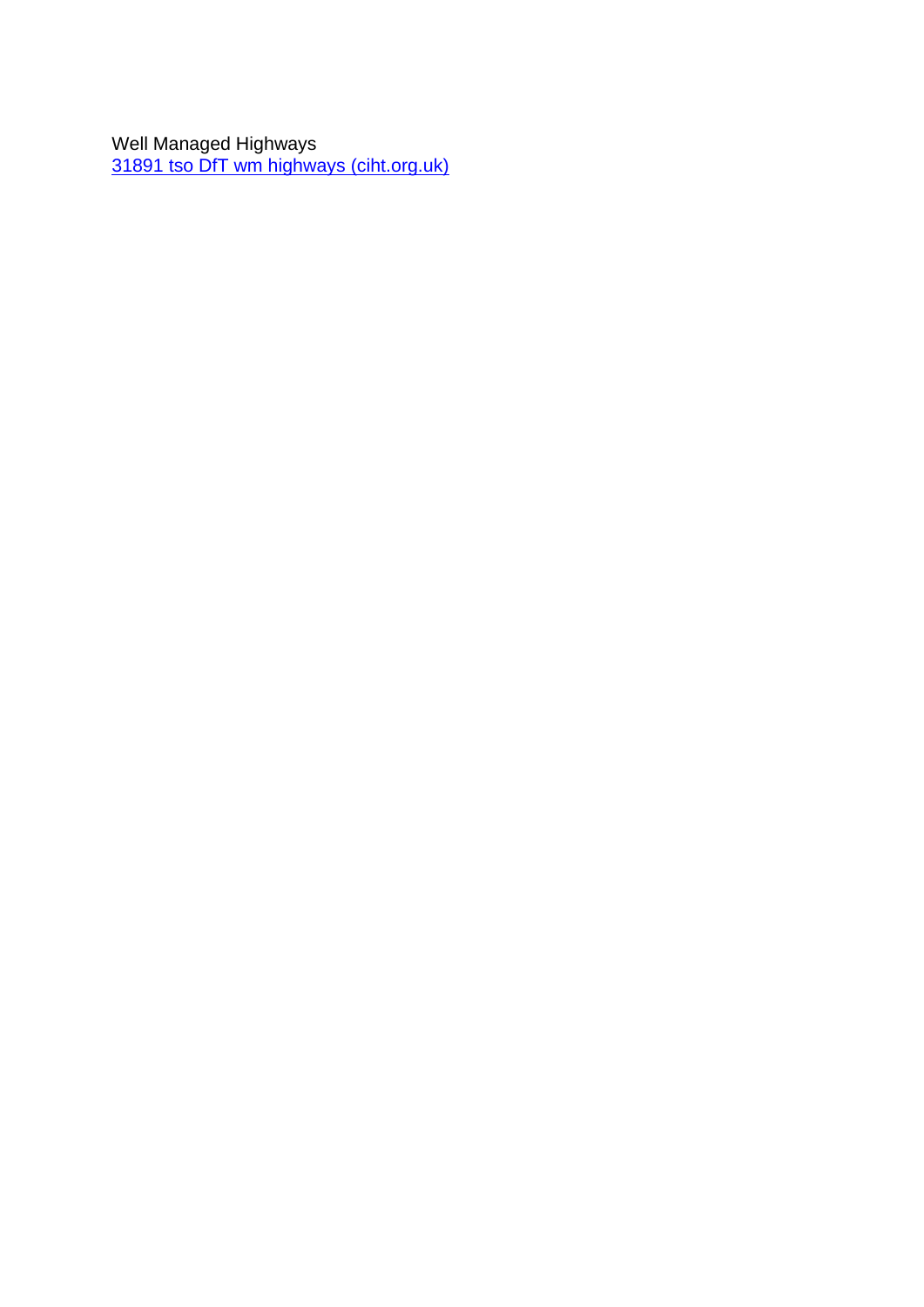Well Managed Highways
[31891 tso DfT wm highways (ciht.org.uk)]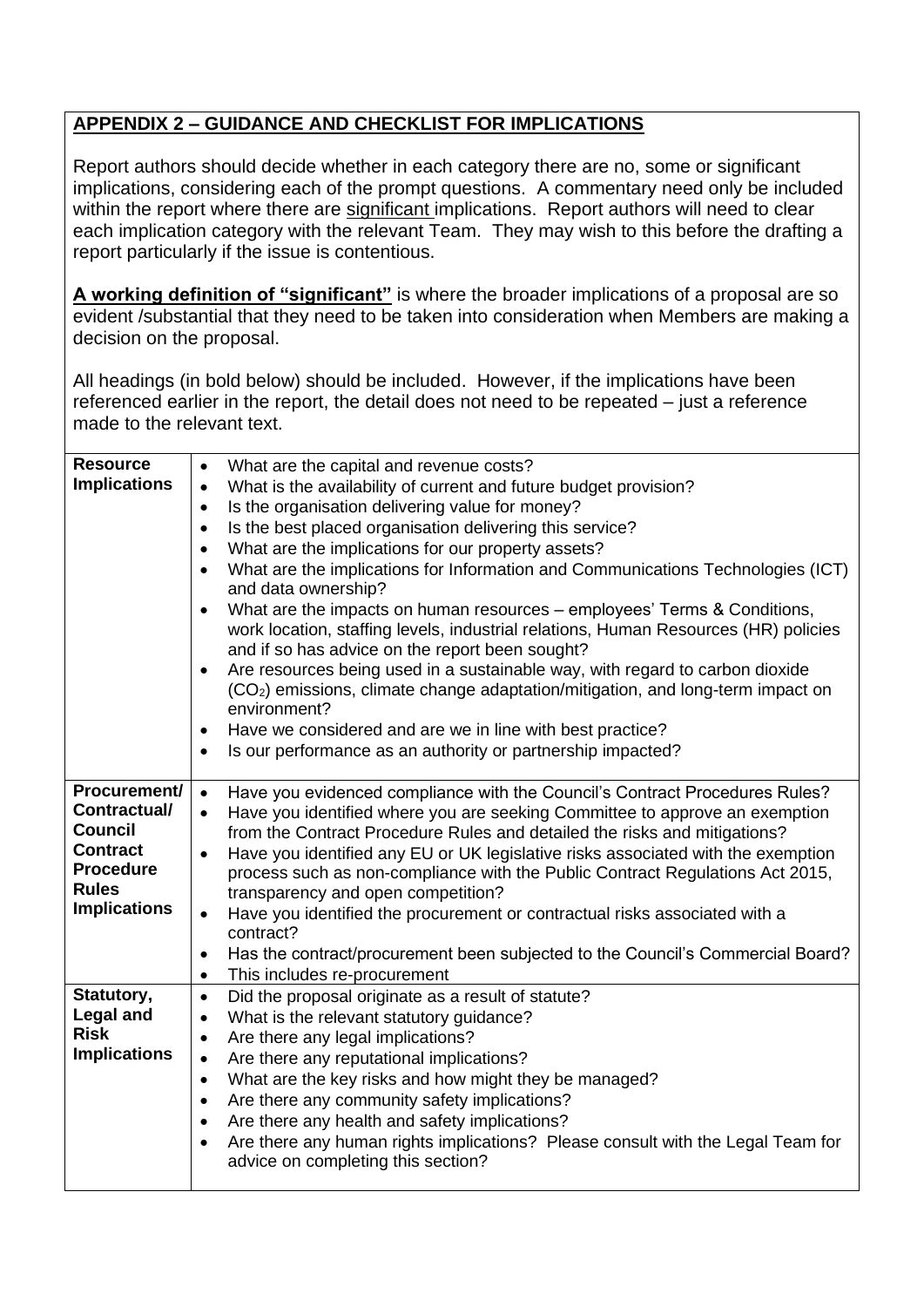## APPENDIX 2 – GUIDANCE AND CHECKLIST FOR IMPLICATIONS

Report authors should decide whether in each category there are no, some or significant implications, considering each of the prompt questions. A commentary need only be included within the report where there are significant implications. Report authors will need to clear each implication category with the relevant Team. They may wish to this before the drafting a report particularly if the issue is contentious.

**A working definition of "significant"** is where the broader implications of a proposal are so evident /substantial that they need to be taken into consideration when Members are making a decision on the proposal.

All headings (in bold below) should be included. However, if the implications have been referenced earlier in the report, the detail does not need to be repeated – just a reference made to the relevant text.

| | |
|---|---|
| **Resource Implications** | • What are the capital and revenue costs?<br>• What is the availability of current and future budget provision?<br>• Is the organisation delivering value for money?<br>• Is the best placed organisation delivering this service?<br>• What are the implications for our property assets?<br>• What are the implications for Information and Communications Technologies (ICT) and data ownership?<br>• What are the impacts on human resources – employees' Terms & Conditions, work location, staffing levels, industrial relations, Human Resources (HR) policies and if so has advice on the report been sought?<br>• Are resources being used in a sustainable way, with regard to carbon dioxide ($CO_2$) emissions, climate change adaptation/mitigation, and long-term impact on environment?<br>• Have we considered and are we in line with best practice?<br>• Is our performance as an authority or partnership impacted? |
| **Procurement/ Contractual/ Council Contract Procedure Rules Implications** | • Have you evidenced compliance with the Council's Contract Procedures Rules?<br>• Have you identified where you are seeking Committee to approve an exemption from the Contract Procedure Rules and detailed the risks and mitigations?<br>• Have you identified any EU or UK legislative risks associated with the exemption process such as non-compliance with the Public Contract Regulations Act 2015, transparency and open competition?<br>• Have you identified the procurement or contractual risks associated with a contract?<br>• Has the contract/procurement been subjected to the Council's Commercial Board?<br>• This includes re-procurement |
| **Statutory, Legal and Risk Implications** | • Did the proposal originate as a result of statute?<br>• What is the relevant statutory guidance?<br>• Are there any legal implications?<br>• Are there any reputational implications?<br>• What are the key risks and how might they be managed?<br>• Are there any community safety implications?<br>• Are there any health and safety implications?<br>• Are there any human rights implications? Please consult with the Legal Team for advice on completing this section? |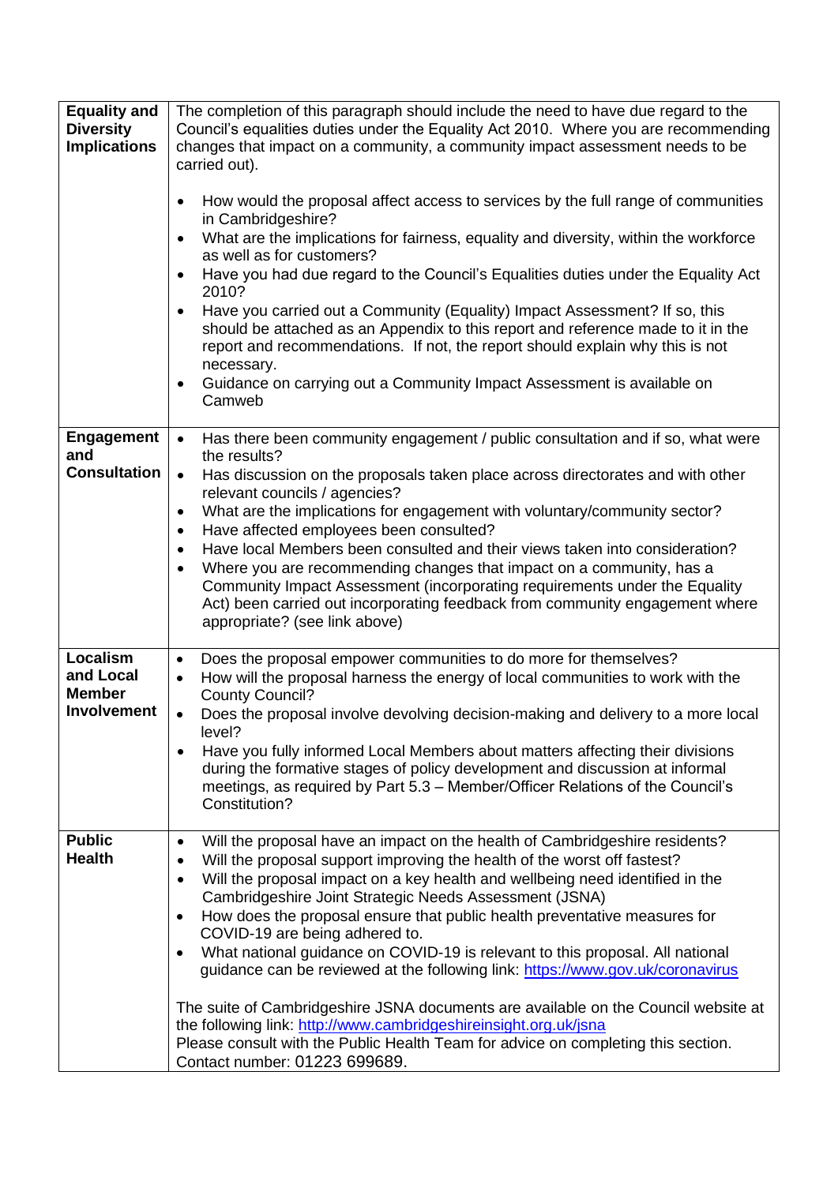| | |
|---|---|
| **Equality and Diversity Implications** | The completion of this paragraph should include the need to have due regard to the Council's equalities duties under the Equality Act 2010. Where you are recommending changes that impact on a community, a community impact assessment needs to be carried out).<br><br>• How would the proposal affect access to services by the full range of communities in Cambridgeshire?<br>• What are the implications for fairness, equality and diversity, within the workforce as well as for customers?<br>• Have you had due regard to the Council's Equalities duties under the Equality Act 2010?<br>• Have you carried out a Community (Equality) Impact Assessment? If so, this should be attached as an Appendix to this report and reference made to it in the report and recommendations. If not, the report should explain why this is not necessary.<br>• Guidance on carrying out a Community Impact Assessment is available on Camweb |
| **Engagement and Consultation** | • Has there been community engagement / public consultation and if so, what were the results?<br>• Has discussion on the proposals taken place across directorates and with other relevant councils / agencies?<br>• What are the implications for engagement with voluntary/community sector?<br>• Have affected employees been consulted?<br>• Have local Members been consulted and their views taken into consideration?<br>• Where you are recommending changes that impact on a community, has a Community Impact Assessment (incorporating requirements under the Equality Act) been carried out incorporating feedback from community engagement where appropriate? (see link above) |
| **Localism and Local Member Involvement** | • Does the proposal empower communities to do more for themselves?<br>• How will the proposal harness the energy of local communities to work with the County Council?<br>• Does the proposal involve devolving decision-making and delivery to a more local level?<br>• Have you fully informed Local Members about matters affecting their divisions during the formative stages of policy development and discussion at informal meetings, as required by Part 5.3 – Member/Officer Relations of the Council's Constitution? |
| **Public Health** | • Will the proposal have an impact on the health of Cambridgeshire residents?<br>• Will the proposal support improving the health of the worst off fastest?<br>• Will the proposal impact on a key health and wellbeing need identified in the Cambridgeshire Joint Strategic Needs Assessment (JSNA)<br>• How does the proposal ensure that public health preventative measures for COVID-19 are being adhered to.<br>• What national guidance on COVID-19 is relevant to this proposal. All national guidance can be reviewed at the following link: https://www.gov.uk/coronavirus<br><br>The suite of Cambridgeshire JSNA documents are available on the Council website at the following link: http://www.cambridgeshireinsight.org.uk/jsna<br>Please consult with the Public Health Team for advice on completing this section. Contact number: 01223 699689. |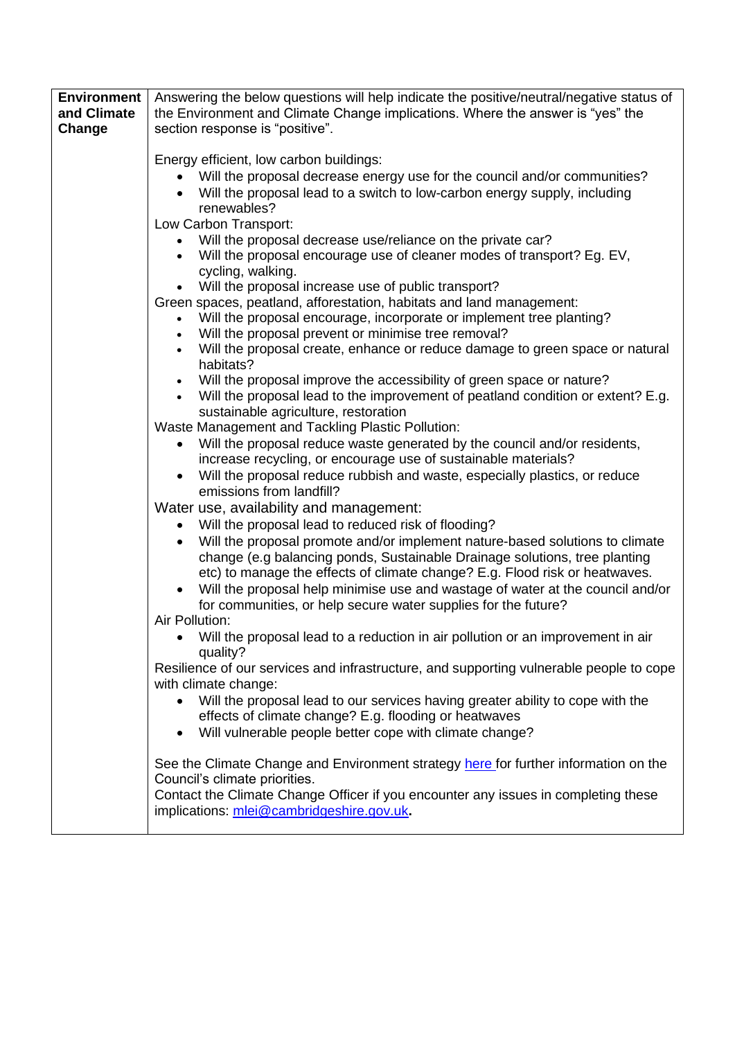| **Environment and Climate Change** | Answering the below questions will help indicate the positive/neutral/negative status of the Environment and Climate Change implications. Where the answer is "yes" the section response is "positive".<br><br>Energy efficient, low carbon buildings:<br>• Will the proposal decrease energy use for the council and/or communities?<br>• Will the proposal lead to a switch to low-carbon energy supply, including renewables?<br>Low Carbon Transport:<br>• Will the proposal decrease use/reliance on the private car?<br>• Will the proposal encourage use of cleaner modes of transport? Eg. EV, cycling, walking.<br>• Will the proposal increase use of public transport?<br>Green spaces, peatland, afforestation, habitats and land management:<br>• Will the proposal encourage, incorporate or implement tree planting?<br>• Will the proposal prevent or minimise tree removal?<br>• Will the proposal create, enhance or reduce damage to green space or natural habitats?<br>• Will the proposal improve the accessibility of green space or nature?<br>• Will the proposal lead to the improvement of peatland condition or extent? E.g. sustainable agriculture, restoration<br>Waste Management and Tackling Plastic Pollution:<br>• Will the proposal reduce waste generated by the council and/or residents, increase recycling, or encourage use of sustainable materials?<br>• Will the proposal reduce rubbish and waste, especially plastics, or reduce emissions from landfill?<br>Water use, availability and management:<br>• Will the proposal lead to reduced risk of flooding?<br>• Will the proposal promote and/or implement nature-based solutions to climate change (e.g balancing ponds, Sustainable Drainage solutions, tree planting etc) to manage the effects of climate change? E.g. Flood risk or heatwaves.<br>• Will the proposal help minimise use and wastage of water at the council and/or for communities, or help secure water supplies for the future?<br>Air Pollution:<br>• Will the proposal lead to a reduction in air pollution or an improvement in air quality?<br>Resilience of our services and infrastructure, and supporting vulnerable people to cope with climate change:<br>• Will the proposal lead to our services having greater ability to cope with the effects of climate change? E.g. flooding or heatwaves<br>• Will vulnerable people better cope with climate change?<br><br>See the Climate Change and Environment strategy here for further information on the Council's climate priorities.<br>Contact the Climate Change Officer if you encounter any issues in completing these implications: mlei@cambridgeshire.gov.uk. |
|---|---|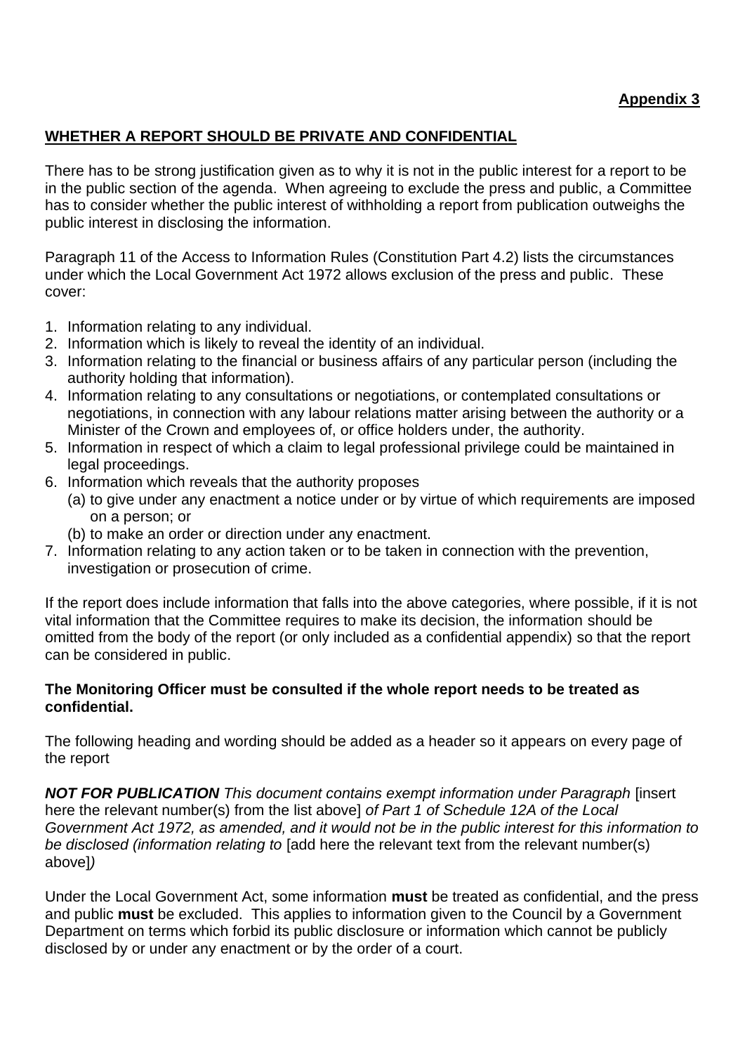**Appendix 3**

## WHETHER A REPORT SHOULD BE PRIVATE AND CONFIDENTIAL

There has to be strong justification given as to why it is not in the public interest for a report to be in the public section of the agenda. When agreeing to exclude the press and public, a Committee has to consider whether the public interest of withholding a report from publication outweighs the public interest in disclosing the information.

Paragraph 11 of the Access to Information Rules (Constitution Part 4.2) lists the circumstances under which the Local Government Act 1972 allows exclusion of the press and public. These cover:

1. Information relating to any individual.
2. Information which is likely to reveal the identity of an individual.
3. Information relating to the financial or business affairs of any particular person (including the authority holding that information).
4. Information relating to any consultations or negotiations, or contemplated consultations or negotiations, in connection with any labour relations matter arising between the authority or a Minister of the Crown and employees of, or office holders under, the authority.
5. Information in respect of which a claim to legal professional privilege could be maintained in legal proceedings.
6. Information which reveals that the authority proposes
   (a) to give under any enactment a notice under or by virtue of which requirements are imposed on a person; or
   (b) to make an order or direction under any enactment.
7. Information relating to any action taken or to be taken in connection with the prevention, investigation or prosecution of crime.

If the report does include information that falls into the above categories, where possible, if it is not vital information that the Committee requires to make its decision, the information should be omitted from the body of the report (or only included as a confidential appendix) so that the report can be considered in public.

**The Monitoring Officer must be consulted if the whole report needs to be treated as confidential.**

The following heading and wording should be added as a header so it appears on every page of the report

***NOT FOR PUBLICATION*** *This document contains exempt information under Paragraph* [insert here the relevant number(s) from the list above] *of Part 1 of Schedule 12A of the Local Government Act 1972, as amended, and it would not be in the public interest for this information to be disclosed (information relating to* [add here the relevant text from the relevant number(s) above]*)*

Under the Local Government Act, some information **must** be treated as confidential, and the press and public **must** be excluded. This applies to information given to the Council by a Government Department on terms which forbid its public disclosure or information which cannot be publicly disclosed by or under any enactment or by the order of a court.